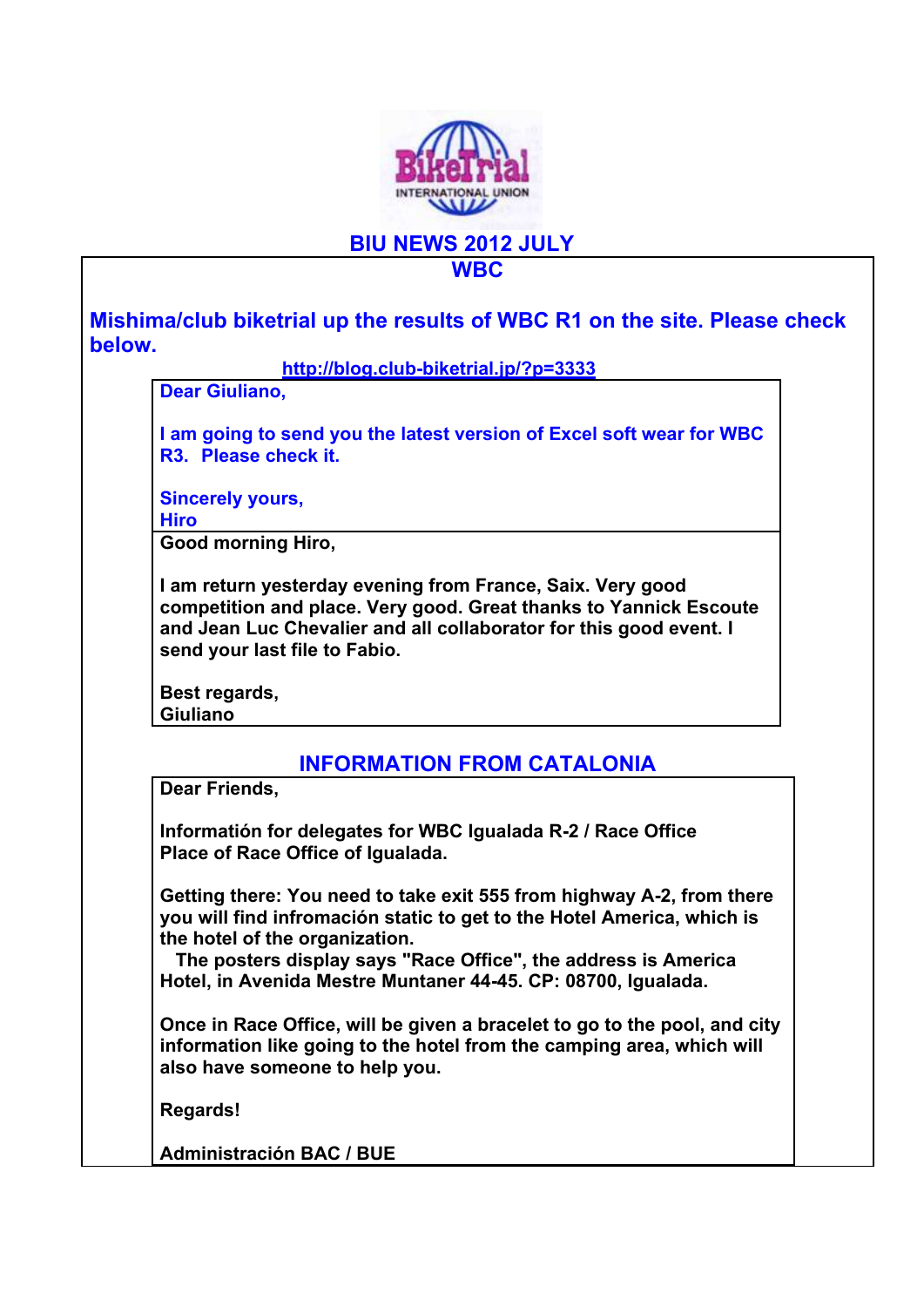# BIU NEWS 2012 JULY

## WBC

**Mishima/club biketrial up the results of WBC R1 on the site. Please check below.**

**http://blog.club-biketrial.jp/?p=3333**

**Dear Giuliano,**

**I am going to send you the latest version of Excel soft wear for WBC R3. Please check it.**

**Sincerely yours,**
**Hiro**

**Good morning Hiro,**

**I am return yesterday evening from France, Saix. Very good competition and place. Very good. Great thanks to Yannick Escoute and Jean Luc Chevalier and all collaborator for this good event. I send your last file to Fabio.**

**Best regards,**
**Giuliano**

## INFORMATION FROM CATALONIA

**Dear Friends,**

**Informatión for delegates for WBC Igualada R-2 / Race Office**
**Place of Race Office of Igualada.**

**Getting there: You need to take exit 555 from highway A-2, from there you will find infromación static to get to the Hotel America, which is the hotel of the organization.**
**The posters display says "Race Office", the address is America Hotel, in Avenida Mestre Muntaner 44-45. CP: 08700, Igualada.**

**Once in Race Office, will be given a bracelet to go to the pool, and city information like going to the hotel from the camping area, which will also have someone to help you.**

**Regards!**

**Administración BAC / BUE**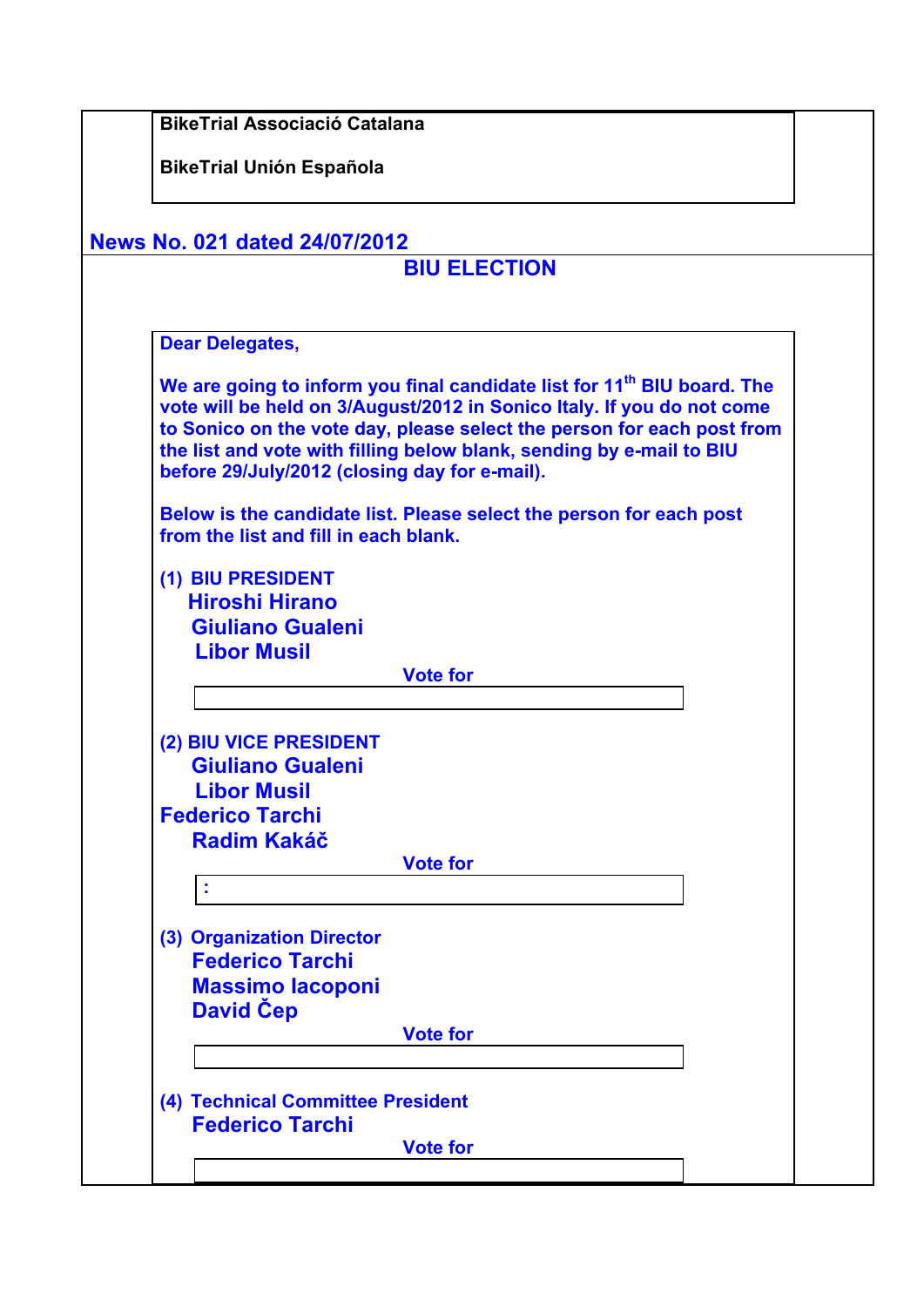**BikeTrial Associació Catalana**

**BikeTrial Unión Española**

## News No. 021 dated 24/07/2012

# BIU ELECTION

**Dear Delegates,**

**We are going to inform you final candidate list for 11th BIU board. The vote will be held on 3/August/2012 in Sonico Italy. If you do not come to Sonico on the vote day, please select the person for each post from the list and vote with filling below blank, sending by e-mail to BIU before 29/July/2012 (closing day for e-mail).**

**Below is the candidate list. Please select the person for each post from the list and fill in each blank.**

**(1) BIU PRESIDENT**

**Hiroshi Hirano**
**Giuliano Gualeni**
**Libor Musil**

**Vote for**

______________________________

**(2) BIU VICE PRESIDENT**

**Giuliano Gualeni**
**Libor Musil**
**Federico Tarchi**
**Radim Kakáč**

**Vote for**

:

**(3) Organization Director**

**Federico Tarchi**
**Massimo Iacoponi**
**David Čep**

**Vote for**

______________________________

**(4) Technical Committee President**

**Federico Tarchi**

**Vote for**

______________________________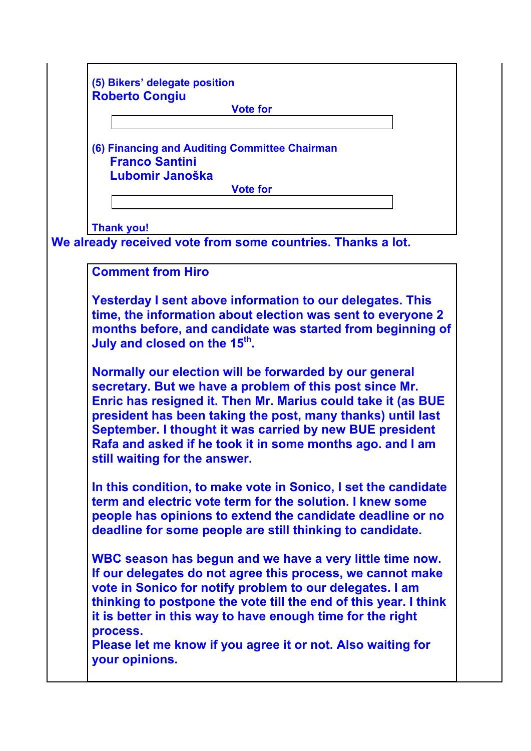**(5) Bikers' delegate position**

**Roberto Congiu**

**Vote for**

| |
|---|
| |

**(6) Financing and Auditing Committee Chairman**

**Franco Santini**

**Lubomir Janoška**

**Vote for**

| |
|---|
| |

**Thank you!**

**We already received vote from some countries. Thanks a lot.**

**Comment from Hiro**

**Yesterday I sent above information to our delegates. This time, the information about election was sent to everyone 2 months before, and candidate was started from beginning of July and closed on the 15th.**

**Normally our election will be forwarded by our general secretary. But we have a problem of this post since Mr. Enric has resigned it. Then Mr. Marius could take it (as BUE president has been taking the post, many thanks) until last September. I thought it was carried by new BUE president Rafa and asked if he took it in some months ago. and I am still waiting for the answer.**

**In this condition, to make vote in Sonico, I set the candidate term and electric vote term for the solution. I knew some people has opinions to extend the candidate deadline or no deadline for some people are still thinking to candidate.**

**WBC season has begun and we have a very little time now. If our delegates do not agree this process, we cannot make vote in Sonico for notify problem to our delegates. I am thinking to postpone the vote till the end of this year. I think it is better in this way to have enough time for the right process.**

**Please let me know if you agree it or not. Also waiting for your opinions.**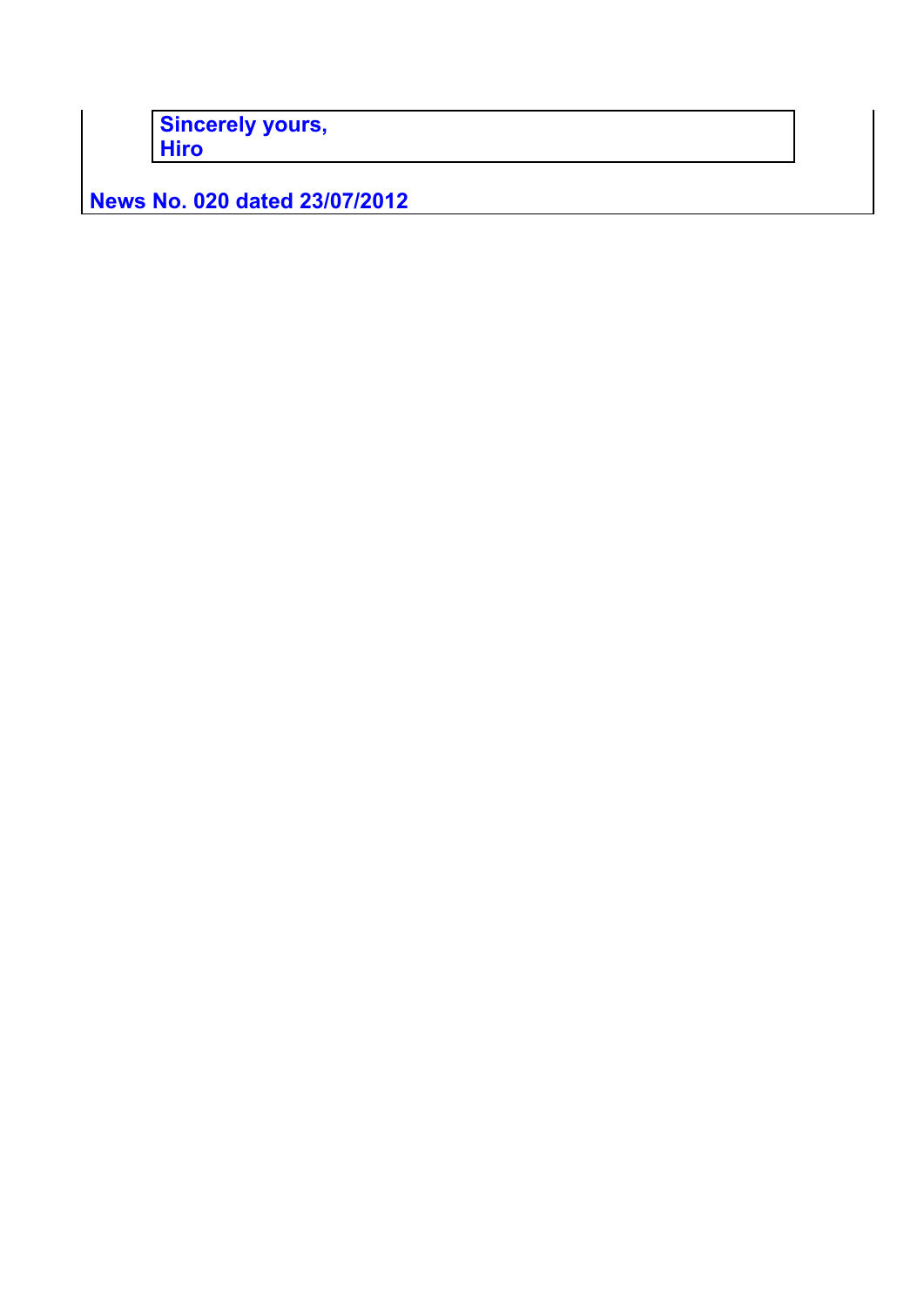**Sincerely yours,**
**Hiro**

**News No. 020 dated 23/07/2012**